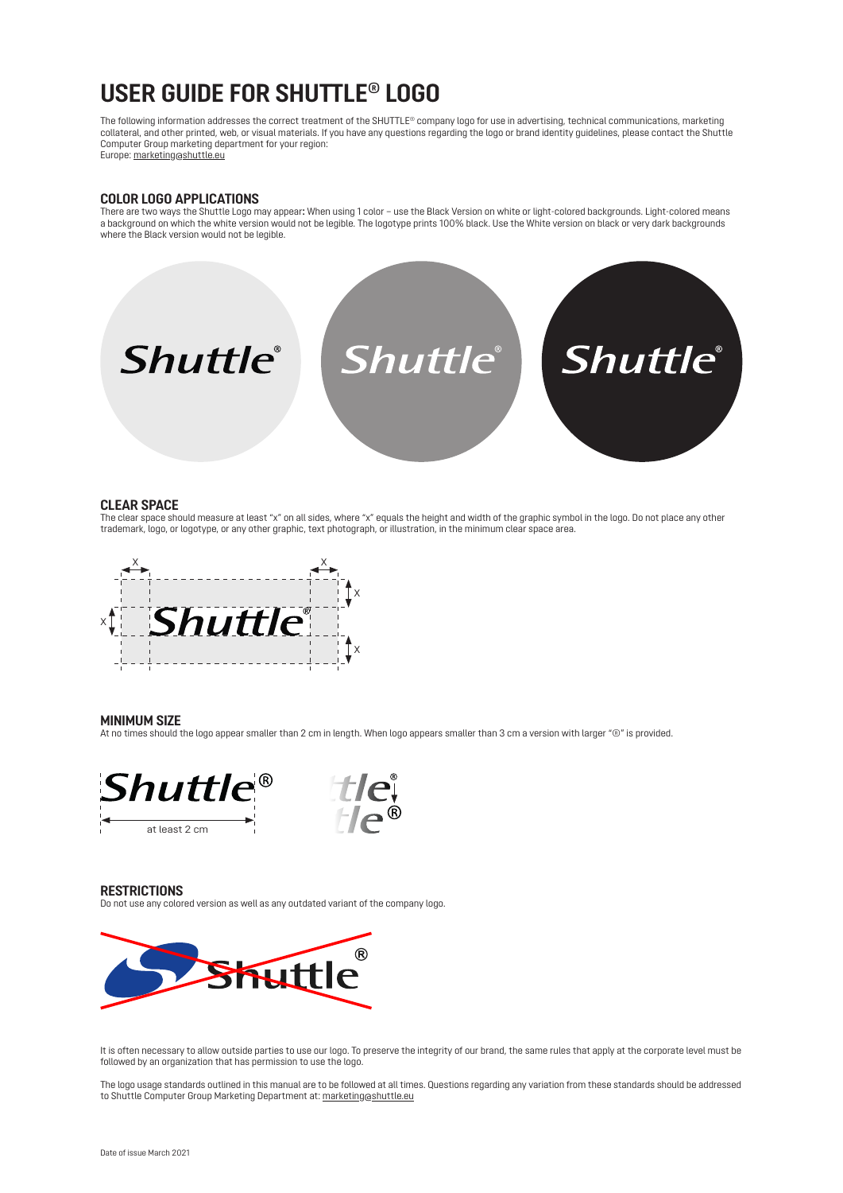# USER GUIDE FOR SHUTTLE® LOGO

The following information addresses the correct treatment of the SHUTTLE® company logo for use in advertising, technical communications, marketing collateral, and other printed, web, or visual materials. If you have any questions regarding the logo or brand identity guidelines, please contact the Shuttle Computer Group marketing department for your region:
Europe: marketing@shuttle.eu

## COLOR LOGO APPLICATIONS

There are two ways the Shuttle Logo may appear: When using 1 color – use the Black Version on white or light-colored backgrounds. Light-colored means a background on which the white version would not be legible. The logotype prints 100% black. Use the White version on black or very dark backgrounds where the Black version would not be legible.

## CLEAR SPACE

The clear space should measure at least "x" on all sides, where "x" equals the height and width of the graphic symbol in the logo. Do not place any other trademark, logo, or logotype, or any other graphic, text photograph, or illustration, in the minimum clear space area.

## MINIMUM SIZE

At no times should the logo appear smaller than 2 cm in length. When logo appears smaller than 3 cm a version with larger "®" is provided.

at least 2 cm

## RESTRICTIONS

Do not use any colored version as well as any outdated variant of the company logo.

It is often necessary to allow outside parties to use our logo. To preserve the integrity of our brand, the same rules that apply at the corporate level must be followed by an organization that has permission to use the logo.

The logo usage standards outlined in this manual are to be followed at all times. Questions regarding any variation from these standards should be addressed to Shuttle Computer Group Marketing Department at: marketing@shuttle.eu

Date of issue March 2021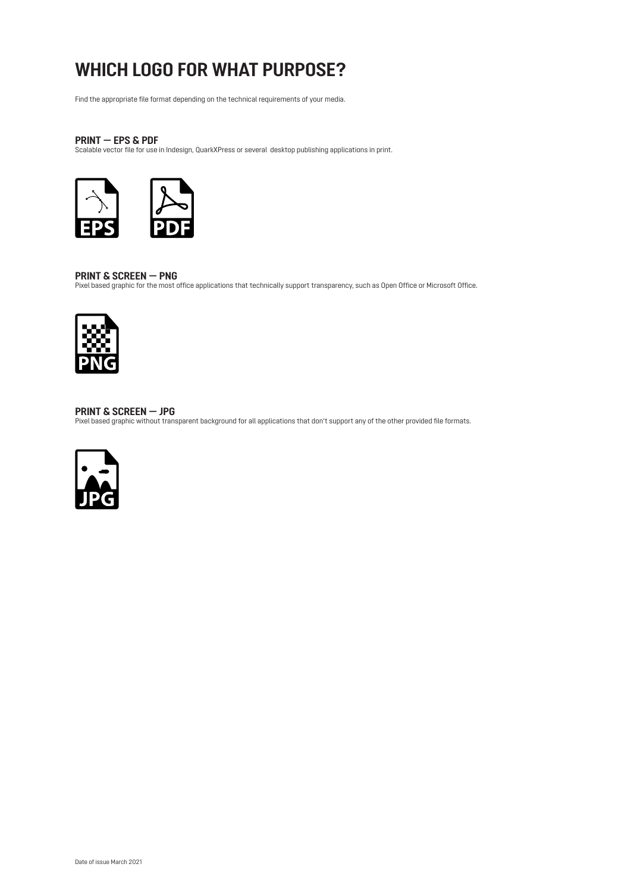# WHICH LOGO FOR WHAT PURPOSE?

Find the appropriate file format depending on the technical requirements of your media.

**PRINT — EPS & PDF**
Scalable vector file for use in Indesign, QuarkXPress or several desktop publishing applications in print.

EPS

PDF

**PRINT & SCREEN — PNG**
Pixel based graphic for the most office applications that technically support transparency, such as Open Office or Microsoft Office.

PNG

**PRINT & SCREEN — JPG**
Pixel based graphic without transparent background for all applications that don't support any of the other provided file formats.

JPG

Date of issue March 2021